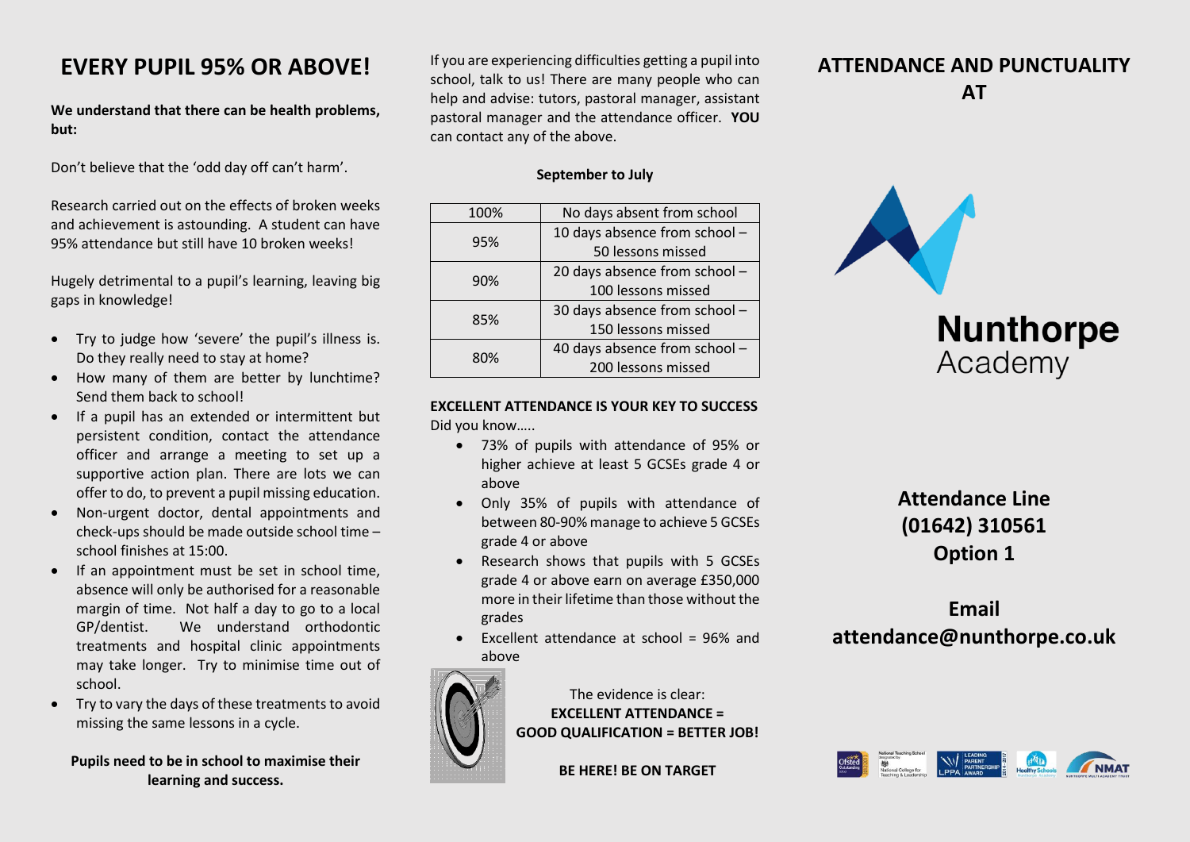# EVERY PUPIL 95% OR ABOVE!

**We understand that there can be health problems, but:**

Don't believe that the 'odd day off can't harm'.

Research carried out on the effects of broken weeks and achievement is astounding. A student can have 95% attendance but still have 10 broken weeks!

Hugely detrimental to a pupil's learning, leaving big gaps in knowledge!

- Try to judge how 'severe' the pupil's illness is. Do they really need to stay at home?
- How many of them are better by lunchtime? Send them back to school!
- If a pupil has an extended or intermittent but persistent condition, contact the attendance officer and arrange a meeting to set up a supportive action plan. There are lots we can offer to do, to prevent a pupil missing education.
- Non-urgent doctor, dental appointments and check-ups should be made outside school time – school finishes at 15:00.
- If an appointment must be set in school time, absence will only be authorised for a reasonable margin of time. Not half a day to go to a local GP/dentist. We understand orthodontic treatments and hospital clinic appointments may take longer. Try to minimise time out of school.
- Try to vary the days of these treatments to avoid missing the same lessons in a cycle.

**Pupils need to be in school to maximise their learning and success.**

If you are experiencing difficulties getting a pupil into school, talk to us! There are many people who can help and advise: tutors, pastoral manager, assistant pastoral manager and the attendance officer. **YOU** can contact any of the above.

**September to July**

| 100% | No days absent from school |
|---|---|
| 95% | 10 days absence from school – 50 lessons missed |
| 90% | 20 days absence from school – 100 lessons missed |
| 85% | 30 days absence from school – 150 lessons missed |
| 80% | 40 days absence from school – 200 lessons missed |

**EXCELLENT ATTENDANCE IS YOUR KEY TO SUCCESS**

Did you know…..

- 73% of pupils with attendance of 95% or higher achieve at least 5 GCSEs grade 4 or above
- Only 35% of pupils with attendance of between 80-90% manage to achieve 5 GCSEs grade 4 or above
- Research shows that pupils with 5 GCSEs grade 4 or above earn on average £350,000 more in their lifetime than those without the grades
- Excellent attendance at school = 96% and above

The evidence is clear:
**EXCELLENT ATTENDANCE = GOOD QUALIFICATION = BETTER JOB!**

**BE HERE! BE ON TARGET**

# ATTENDANCE AND PUNCTUALITY AT

**Nunthorpe** Academy

## Attendance Line (01642) 310561 Option 1

## Email attendance@nunthorpe.co.uk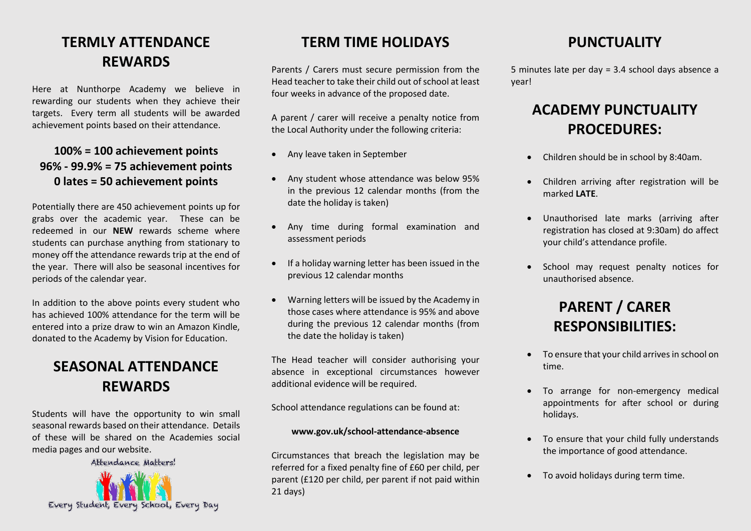## TERMLY ATTENDANCE REWARDS

Here at Nunthorpe Academy we believe in rewarding our students when they achieve their targets. Every term all students will be awarded achievement points based on their attendance.

**100% = 100 achievement points**
**96% - 99.9% = 75 achievement points**
**0 lates = 50 achievement points**

Potentially there are 450 achievement points up for grabs over the academic year. These can be redeemed in our **NEW** rewards scheme where students can purchase anything from stationary to money off the attendance rewards trip at the end of the year. There will also be seasonal incentives for periods of the calendar year.

In addition to the above points every student who has achieved 100% attendance for the term will be entered into a prize draw to win an Amazon Kindle, donated to the Academy by Vision for Education.

## SEASONAL ATTENDANCE REWARDS

Students will have the opportunity to win small seasonal rewards based on their attendance. Details of these will be shared on the Academies social media pages and our website.

Attendance Matters!

Every Student, Every School, Every Day

## TERM TIME HOLIDAYS

Parents / Carers must secure permission from the Head teacher to take their child out of school at least four weeks in advance of the proposed date.

A parent / carer will receive a penalty notice from the Local Authority under the following criteria:

- Any leave taken in September
- Any student whose attendance was below 95% in the previous 12 calendar months (from the date the holiday is taken)
- Any time during formal examination and assessment periods
- If a holiday warning letter has been issued in the previous 12 calendar months
- Warning letters will be issued by the Academy in those cases where attendance is 95% and above during the previous 12 calendar months (from the date the holiday is taken)

The Head teacher will consider authorising your absence in exceptional circumstances however additional evidence will be required.

School attendance regulations can be found at:

**www.gov.uk/school-attendance-absence**

Circumstances that breach the legislation may be referred for a fixed penalty fine of £60 per child, per parent (£120 per child, per parent if not paid within 21 days)

## PUNCTUALITY

5 minutes late per day = 3.4 school days absence a year!

## ACADEMY PUNCTUALITY PROCEDURES:

- Children should be in school by 8:40am.
- Children arriving after registration will be marked **LATE**.
- Unauthorised late marks (arriving after registration has closed at 9:30am) do affect your child's attendance profile.
- School may request penalty notices for unauthorised absence.

## PARENT / CARER RESPONSIBILITIES:

- To ensure that your child arrives in school on time.
- To arrange for non-emergency medical appointments for after school or during holidays.
- To ensure that your child fully understands the importance of good attendance.
- To avoid holidays during term time.